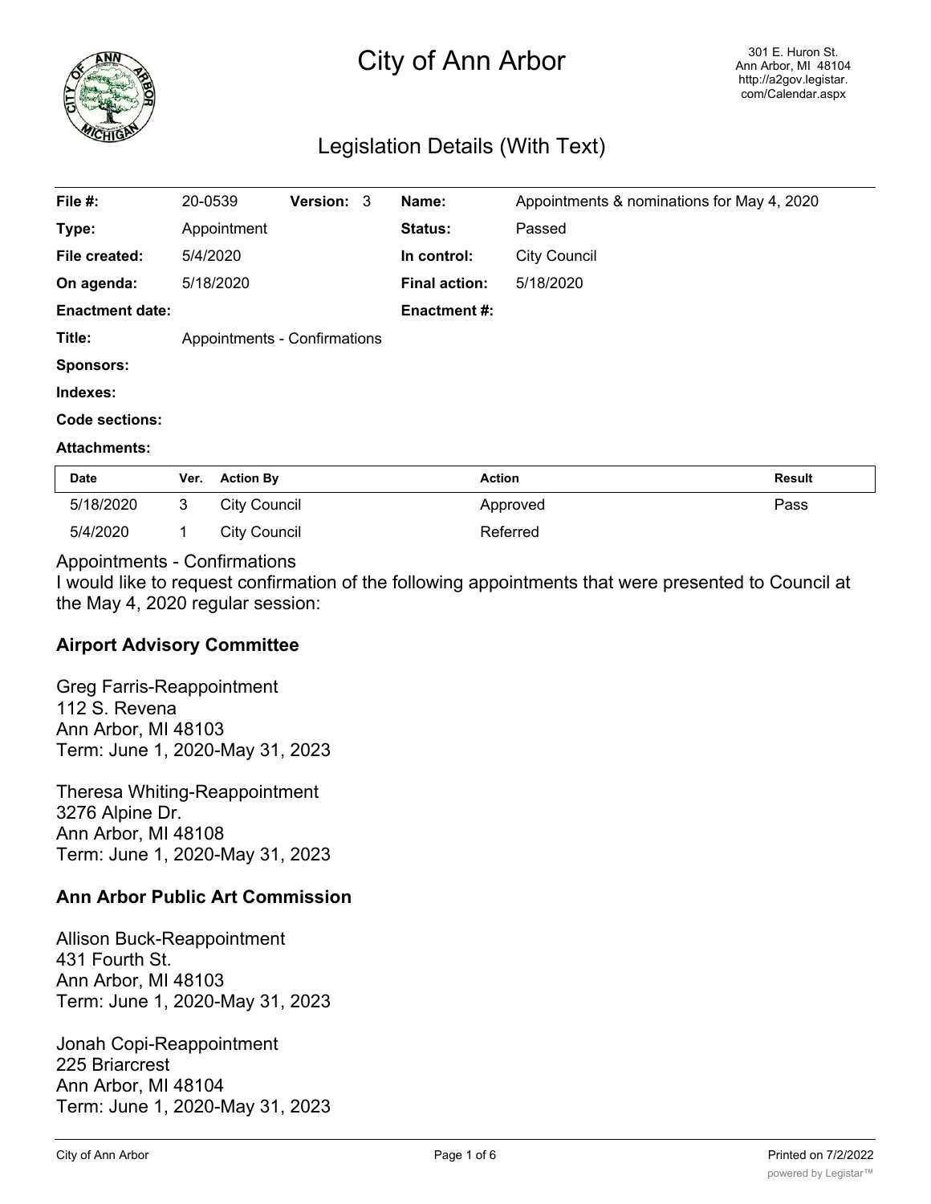# City of Ann Arbor

301 E. Huron St.
Ann Arbor, MI 48104
http://a2gov.legistar.com/Calendar.aspx

## Legislation Details (With Text)

| | | | | | |
|---|---|---|---|---|---|
| **File #:** | 20-0539 | **Version:** | 3 | **Name:** | Appointments & nominations for May 4, 2020 |
| **Type:** | Appointment | | | **Status:** | Passed |
| **File created:** | 5/4/2020 | | | **In control:** | City Council |
| **On agenda:** | 5/18/2020 | | | **Final action:** | 5/18/2020 |
| **Enactment date:** | | | | **Enactment #:** | |
| **Title:** | Appointments - Confirmations | | | | |
| **Sponsors:** | | | | | |
| **Indexes:** | | | | | |
| **Code sections:** | | | | | |
| **Attachments:** | | | | | |

| Date | Ver. | Action By | Action | Result |
|---|---|---|---|---|
| 5/18/2020 | 3 | City Council | Approved | Pass |
| 5/4/2020 | 1 | City Council | Referred | |

Appointments - Confirmations
I would like to request confirmation of the following appointments that were presented to Council at the May 4, 2020 regular session:

**Airport Advisory Committee**

Greg Farris-Reappointment
112 S. Revena
Ann Arbor, MI 48103
Term: June 1, 2020-May 31, 2023

Theresa Whiting-Reappointment
3276 Alpine Dr.
Ann Arbor, MI 48108
Term: June 1, 2020-May 31, 2023

**Ann Arbor Public Art Commission**

Allison Buck-Reappointment
431 Fourth St.
Ann Arbor, MI 48103
Term: June 1, 2020-May 31, 2023

Jonah Copi-Reappointment
225 Briarcrest
Ann Arbor, MI 48104
Term: June 1, 2020-May 31, 2023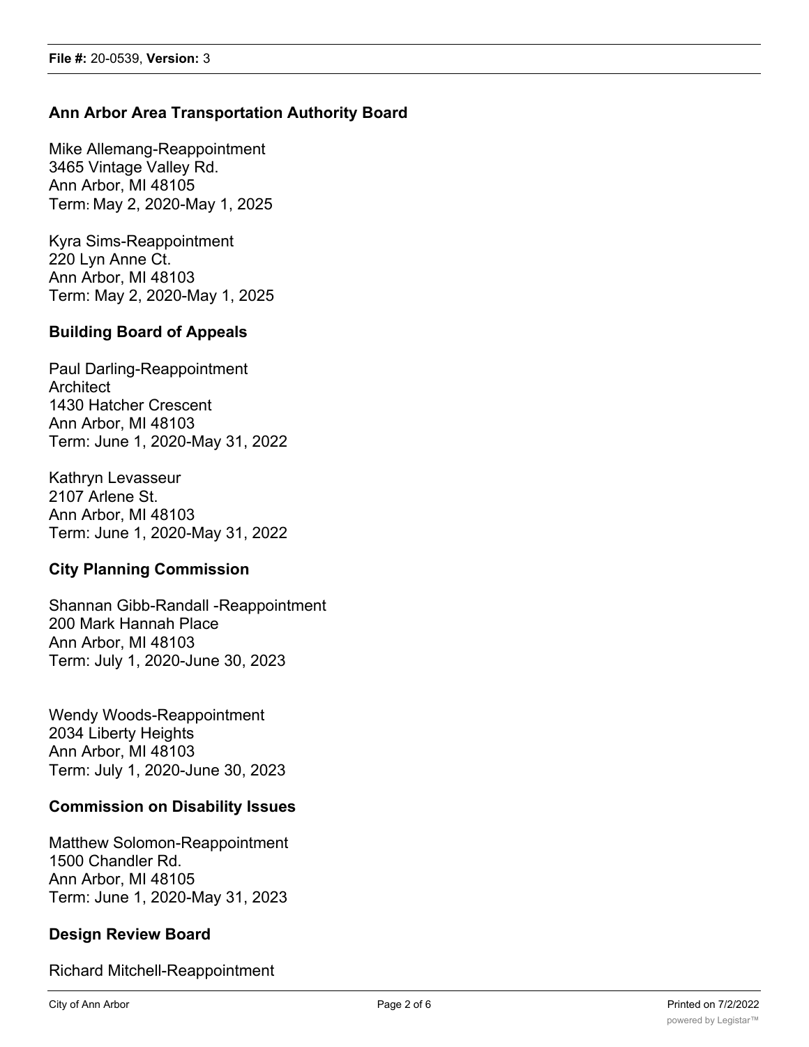### Ann Arbor Area Transportation Authority Board

Mike Allemang-Reappointment
3465 Vintage Valley Rd.
Ann Arbor, MI 48105
Term: May 2, 2020-May 1, 2025

Kyra Sims-Reappointment
220 Lyn Anne Ct.
Ann Arbor, MI 48103
Term: May 2, 2020-May 1, 2025

### Building Board of Appeals

Paul Darling-Reappointment
Architect
1430 Hatcher Crescent
Ann Arbor, MI 48103
Term: June 1, 2020-May 31, 2022

Kathryn Levasseur
2107 Arlene St.
Ann Arbor, MI 48103
Term: June 1, 2020-May 31, 2022

### City Planning Commission

Shannan Gibb-Randall -Reappointment
200 Mark Hannah Place
Ann Arbor, MI 48103
Term: July 1, 2020-June 30, 2023

Wendy Woods-Reappointment
2034 Liberty Heights
Ann Arbor, MI 48103
Term: July 1, 2020-June 30, 2023

### Commission on Disability Issues

Matthew Solomon-Reappointment
1500 Chandler Rd.
Ann Arbor, MI 48105
Term: June 1, 2020-May 31, 2023

### Design Review Board

Richard Mitchell-Reappointment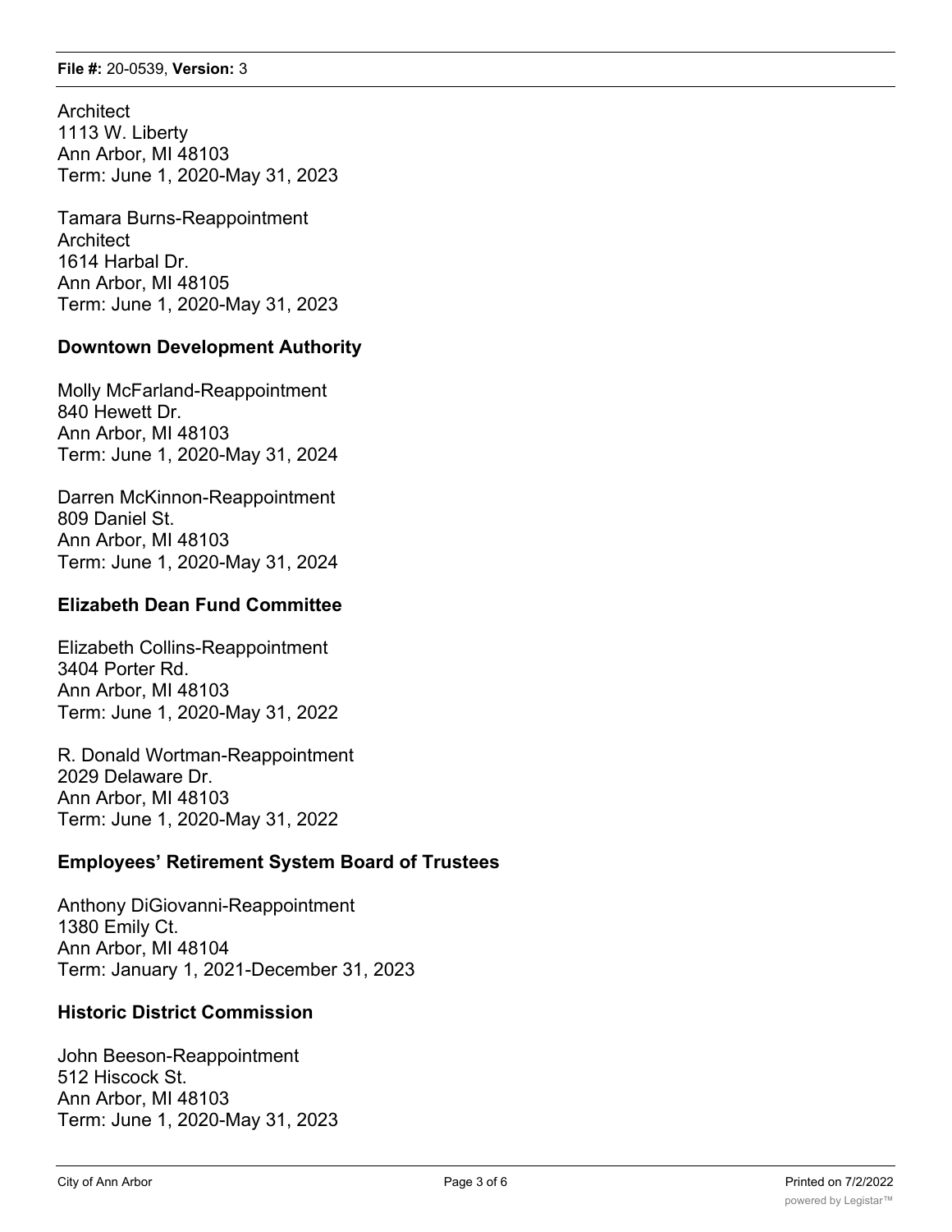Architect
1113 W. Liberty
Ann Arbor, MI 48103
Term: June 1, 2020-May 31, 2023

Tamara Burns-Reappointment
Architect
1614 Harbal Dr.
Ann Arbor, MI 48105
Term: June 1, 2020-May 31, 2023

**Downtown Development Authority**

Molly McFarland-Reappointment
840 Hewett Dr.
Ann Arbor, MI 48103
Term: June 1, 2020-May 31, 2024

Darren McKinnon-Reappointment
809 Daniel St.
Ann Arbor, MI 48103
Term: June 1, 2020-May 31, 2024

**Elizabeth Dean Fund Committee**

Elizabeth Collins-Reappointment
3404 Porter Rd.
Ann Arbor, MI 48103
Term: June 1, 2020-May 31, 2022

R. Donald Wortman-Reappointment
2029 Delaware Dr.
Ann Arbor, MI 48103
Term: June 1, 2020-May 31, 2022

**Employees' Retirement System Board of Trustees**

Anthony DiGiovanni-Reappointment
1380 Emily Ct.
Ann Arbor, MI 48104
Term: January 1, 2021-December 31, 2023

**Historic District Commission**

John Beeson-Reappointment
512 Hiscock St.
Ann Arbor, MI 48103
Term: June 1, 2020-May 31, 2023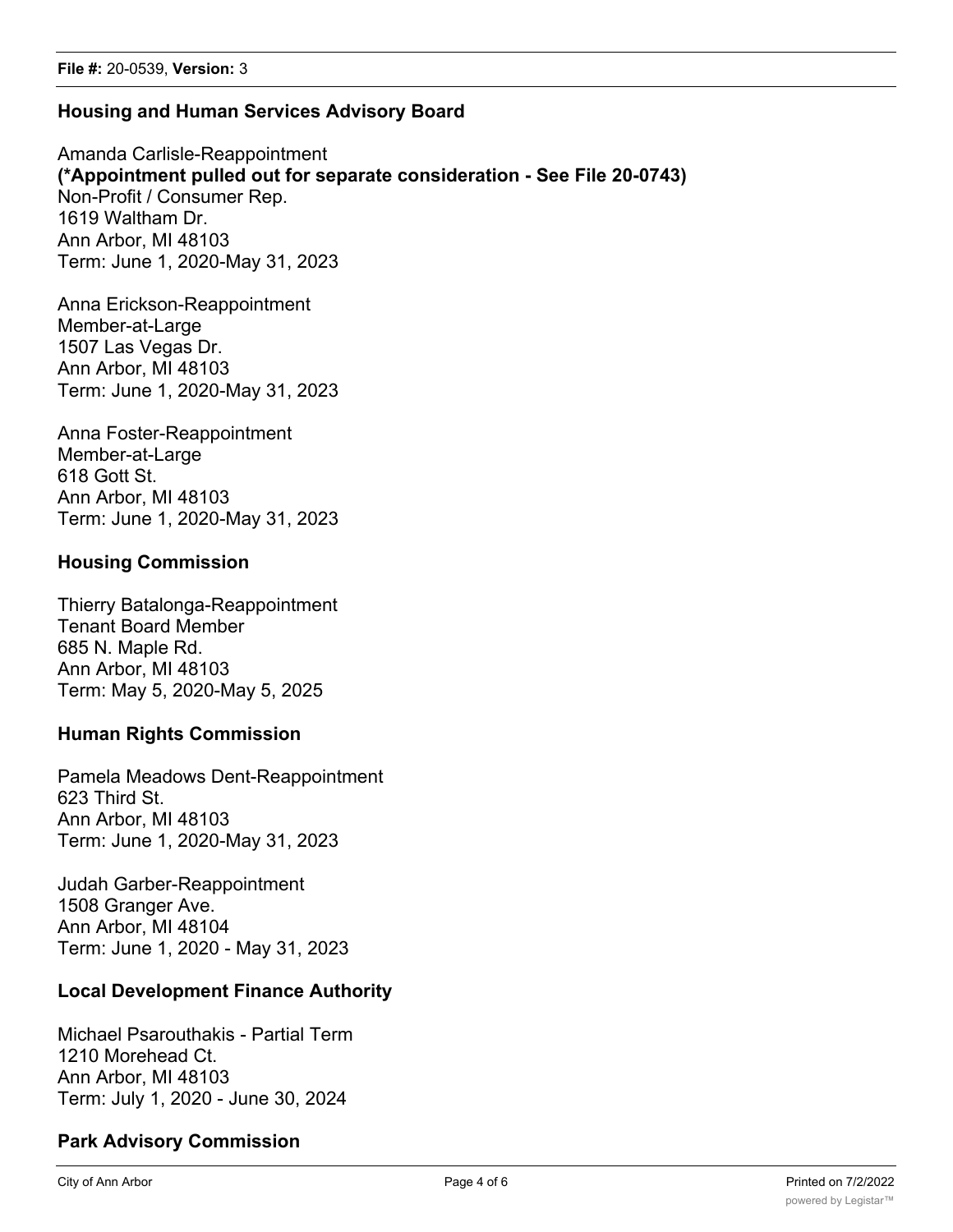### Housing and Human Services Advisory Board

Amanda Carlisle-Reappointment
**(*Appointment pulled out for separate consideration - See File 20-0743)**
Non-Profit / Consumer Rep.
1619 Waltham Dr.
Ann Arbor, MI 48103
Term: June 1, 2020-May 31, 2023

Anna Erickson-Reappointment
Member-at-Large
1507 Las Vegas Dr.
Ann Arbor, MI 48103
Term: June 1, 2020-May 31, 2023

Anna Foster-Reappointment
Member-at-Large
618 Gott St.
Ann Arbor, MI 48103
Term: June 1, 2020-May 31, 2023

### Housing Commission

Thierry Batalonga-Reappointment
Tenant Board Member
685 N. Maple Rd.
Ann Arbor, MI 48103
Term: May 5, 2020-May 5, 2025

### Human Rights Commission

Pamela Meadows Dent-Reappointment
623 Third St.
Ann Arbor, MI 48103
Term: June 1, 2020-May 31, 2023

Judah Garber-Reappointment
1508 Granger Ave.
Ann Arbor, MI 48104
Term: June 1, 2020 - May 31, 2023

### Local Development Finance Authority

Michael Psarouthakis - Partial Term
1210 Morehead Ct.
Ann Arbor, MI 48103
Term: July 1, 2020 - June 30, 2024

### Park Advisory Commission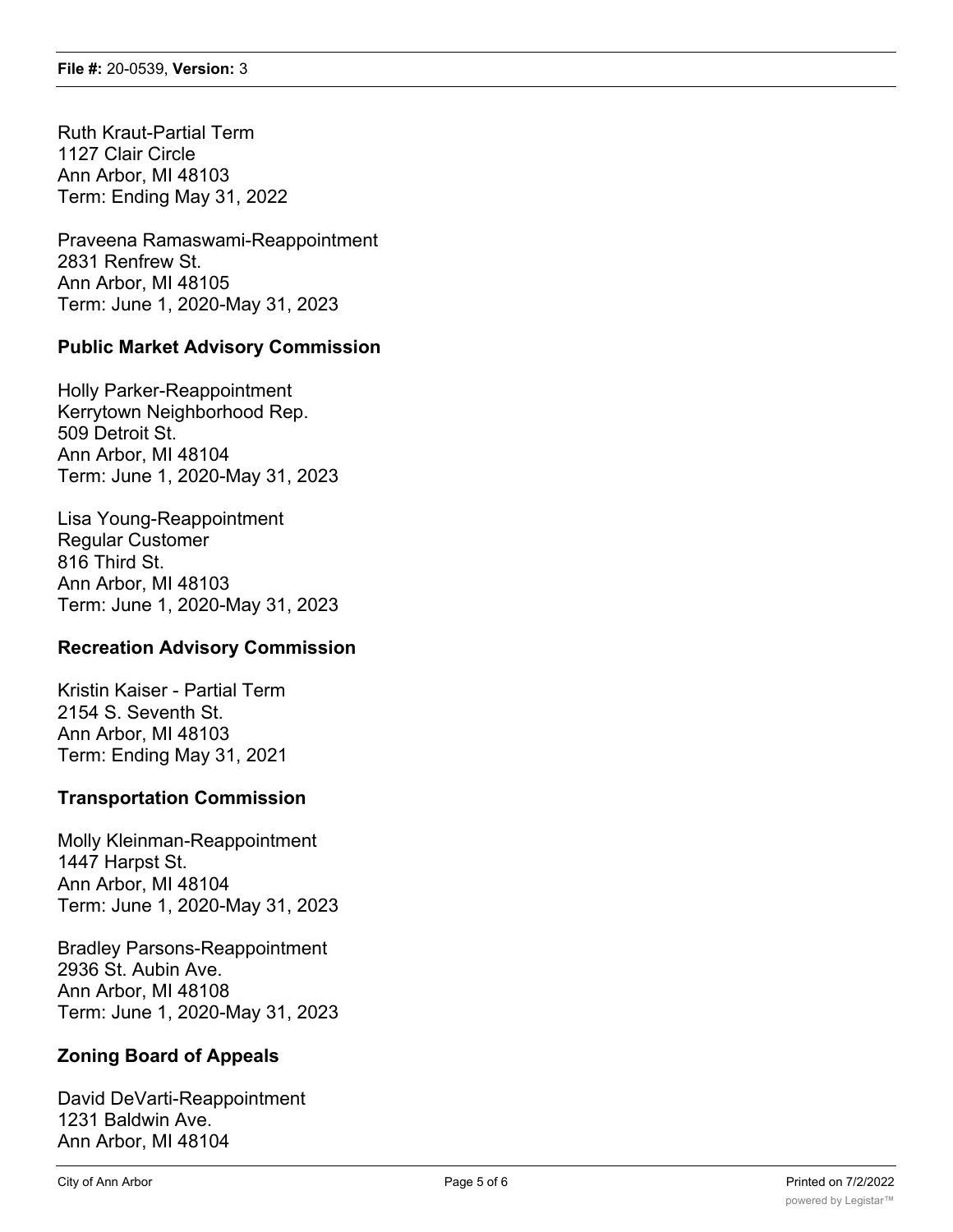Ruth Kraut-Partial Term
1127 Clair Circle
Ann Arbor, MI 48103
Term: Ending May 31, 2022

Praveena Ramaswami-Reappointment
2831 Renfrew St.
Ann Arbor, MI 48105
Term: June 1, 2020-May 31, 2023

**Public Market Advisory Commission**

Holly Parker-Reappointment
Kerrytown Neighborhood Rep.
509 Detroit St.
Ann Arbor, MI 48104
Term: June 1, 2020-May 31, 2023

Lisa Young-Reappointment
Regular Customer
816 Third St.
Ann Arbor, MI 48103
Term: June 1, 2020-May 31, 2023

**Recreation Advisory Commission**

Kristin Kaiser - Partial Term
2154 S. Seventh St.
Ann Arbor, MI 48103
Term: Ending May 31, 2021

**Transportation Commission**

Molly Kleinman-Reappointment
1447 Harpst St.
Ann Arbor, MI 48104
Term: June 1, 2020-May 31, 2023

Bradley Parsons-Reappointment
2936 St. Aubin Ave.
Ann Arbor, MI 48108
Term: June 1, 2020-May 31, 2023

**Zoning Board of Appeals**

David DeVarti-Reappointment
1231 Baldwin Ave.
Ann Arbor, MI 48104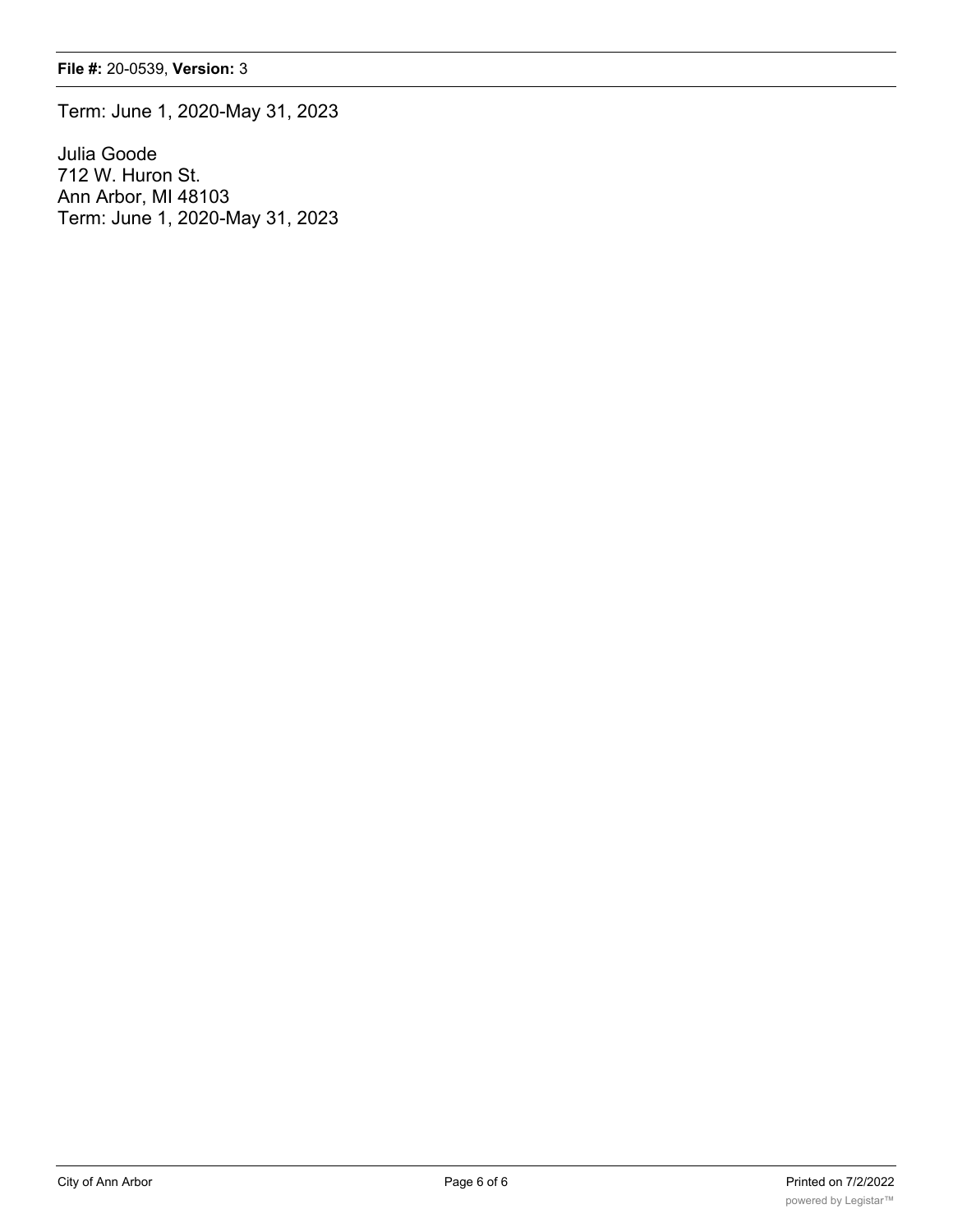Term: June 1, 2020-May 31, 2023

Julia Goode
712 W. Huron St.
Ann Arbor, MI 48103
Term: June 1, 2020-May 31, 2023